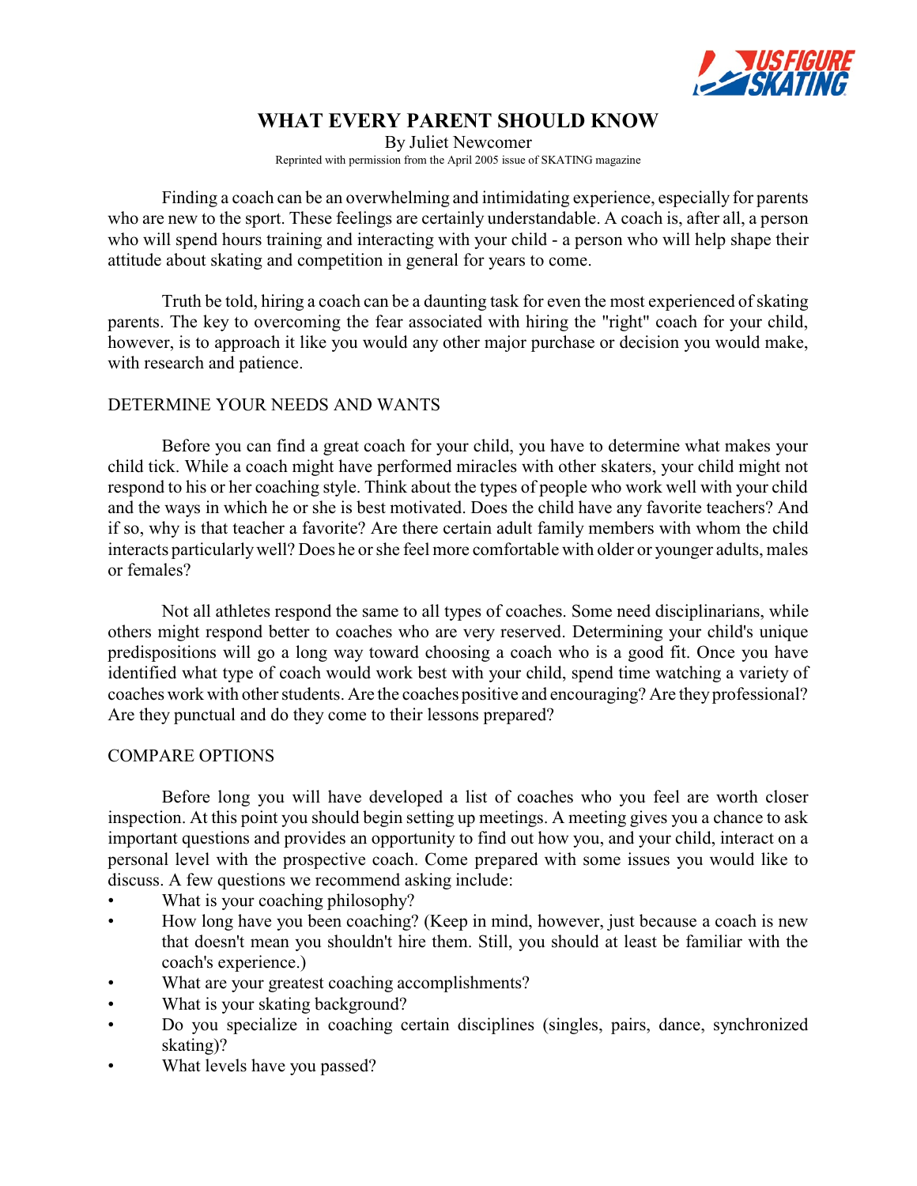# WHAT EVERY PARENT SHOULD KNOW

By Juliet Newcomer

Reprinted with permission from the April 2005 issue of SKATING magazine

Finding a coach can be an overwhelming and intimidating experience, especially for parents who are new to the sport. These feelings are certainly understandable. A coach is, after all, a person who will spend hours training and interacting with your child - a person who will help shape their attitude about skating and competition in general for years to come.

Truth be told, hiring a coach can be a daunting task for even the most experienced of skating parents. The key to overcoming the fear associated with hiring the "right" coach for your child, however, is to approach it like you would any other major purchase or decision you would make, with research and patience.

## DETERMINE YOUR NEEDS AND WANTS

Before you can find a great coach for your child, you have to determine what makes your child tick. While a coach might have performed miracles with other skaters, your child might not respond to his or her coaching style. Think about the types of people who work well with your child and the ways in which he or she is best motivated. Does the child have any favorite teachers? And if so, why is that teacher a favorite? Are there certain adult family members with whom the child interacts particularly well? Does he or she feel more comfortable with older or younger adults, males or females?

Not all athletes respond the same to all types of coaches. Some need disciplinarians, while others might respond better to coaches who are very reserved. Determining your child's unique predispositions will go a long way toward choosing a coach who is a good fit. Once you have identified what type of coach would work best with your child, spend time watching a variety of coaches work with other students. Are the coaches positive and encouraging? Are they professional? Are they punctual and do they come to their lessons prepared?

## COMPARE OPTIONS

Before long you will have developed a list of coaches who you feel are worth closer inspection. At this point you should begin setting up meetings. A meeting gives you a chance to ask important questions and provides an opportunity to find out how you, and your child, interact on a personal level with the prospective coach. Come prepared with some issues you would like to discuss. A few questions we recommend asking include:

- What is your coaching philosophy?
- How long have you been coaching? (Keep in mind, however, just because a coach is new that doesn't mean you shouldn't hire them. Still, you should at least be familiar with the coach's experience.)
- What are your greatest coaching accomplishments?
- What is your skating background?
- Do you specialize in coaching certain disciplines (singles, pairs, dance, synchronized skating)?
- What levels have you passed?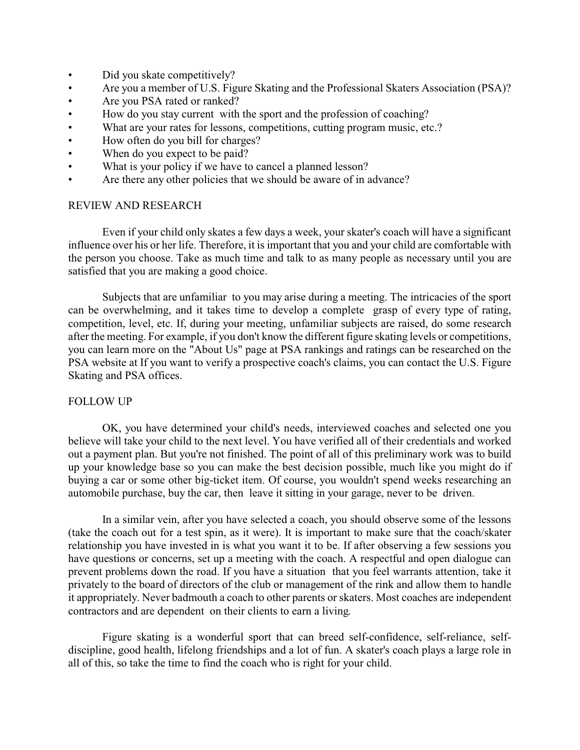- Did you skate competitively?
- Are you a member of U.S. Figure Skating and the Professional Skaters Association (PSA)?
- Are you PSA rated or ranked?
- How do you stay current with the sport and the profession of coaching?
- What are your rates for lessons, competitions, cutting program music, etc.?
- How often do you bill for charges?
- When do you expect to be paid?
- What is your policy if we have to cancel a planned lesson?
- Are there any other policies that we should be aware of in advance?

## REVIEW AND RESEARCH

Even if your child only skates a few days a week, your skater's coach will have a significant influence over his or her life. Therefore, it is important that you and your child are comfortable with the person you choose. Take as much time and talk to as many people as necessary until you are satisfied that you are making a good choice.

Subjects that are unfamiliar to you may arise during a meeting. The intricacies of the sport can be overwhelming, and it takes time to develop a complete grasp of every type of rating, competition, level, etc. If, during your meeting, unfamiliar subjects are raised, do some research after the meeting. For example, if you don't know the different figure skating levels or competitions, you can learn more on the "About Us" page at PSA rankings and ratings can be researched on the PSA website at If you want to verify a prospective coach's claims, you can contact the U.S. Figure Skating and PSA offices.

## FOLLOW UP

OK, you have determined your child's needs, interviewed coaches and selected one you believe will take your child to the next level. You have verified all of their credentials and worked out a payment plan. But you're not finished. The point of all of this preliminary work was to build up your knowledge base so you can make the best decision possible, much like you might do if buying a car or some other big-ticket item. Of course, you wouldn't spend weeks researching an automobile purchase, buy the car, then leave it sitting in your garage, never to be driven.

In a similar vein, after you have selected a coach, you should observe some of the lessons (take the coach out for a test spin, as it were). It is important to make sure that the coach/skater relationship you have invested in is what you want it to be. If after observing a few sessions you have questions or concerns, set up a meeting with the coach. A respectful and open dialogue can prevent problems down the road. If you have a situation that you feel warrants attention, take it privately to the board of directors of the club or management of the rink and allow them to handle it appropriately. Never badmouth a coach to other parents or skaters. Most coaches are independent contractors and are dependent on their clients to earn a living.

Figure skating is a wonderful sport that can breed self-confidence, self-reliance, self-discipline, good health, lifelong friendships and a lot of fun. A skater's coach plays a large role in all of this, so take the time to find the coach who is right for your child.